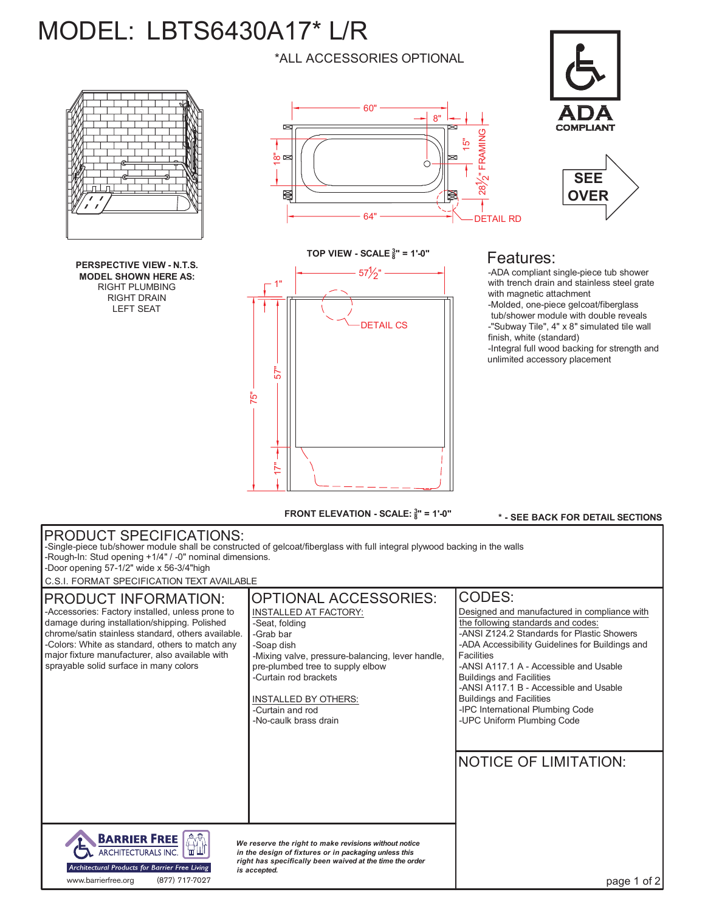# MODEL: LBTS6430A17* L/R

*ALL ACCESSORIES OPTIONAL

ADA COMPLIANT

SEE OVER

60"
8"
18"
15"
28½" FRAMING
64"
DETAIL RD

**TOP VIEW - SCALE $\frac{3}{8}$" = 1'-0"**

57½"
1"
DETAIL CS
75"
57"
17"

**FRONT ELEVATION - SCALE: $\frac{3}{8}$" = 1'-0"**

**PERSPECTIVE VIEW - N.T.S.**
**MODEL SHOWN HERE AS:**
RIGHT PLUMBING
RIGHT DRAIN
LEFT SEAT

## Features:

-ADA compliant single-piece tub shower with trench drain and stainless steel grate with magnetic attachment
-Molded, one-piece gelcoat/fiberglass tub/shower module with double reveals
-"Subway Tile", 4" x 8" simulated tile wall finish, white (standard)
-Integral full wood backing for strength and unlimited accessory placement

**\* - SEE BACK FOR DETAIL SECTIONS**

## PRODUCT SPECIFICATIONS:

-Single-piece tub/shower module shall be constructed of gelcoat/fiberglass with full integral plywood backing in the walls
-Rough-In: Stud opening +1/4" / -0" nominal dimensions.
-Door opening 57-1/2" wide x 56-3/4"high

C.S.I. FORMAT SPECIFICATION TEXT AVAILABLE

## PRODUCT INFORMATION:

-Accessories: Factory installed, unless prone to damage during installation/shipping. Polished chrome/satin stainless standard, others available.
-Colors: White as standard, others to match any major fixture manufacturer, also available with sprayable solid surface in many colors

## OPTIONAL ACCESSORIES:

INSTALLED AT FACTORY:
-Seat, folding
-Grab bar
-Soap dish
-Mixing valve, pressure-balancing, lever handle, pre-plumbed tree to supply elbow
-Curtain rod brackets

INSTALLED BY OTHERS:
-Curtain and rod
-No-caulk brass drain

## CODES:

Designed and manufactured in compliance with the following standards and codes:
-ANSI Z124.2 Standards for Plastic Showers
-ADA Accessibility Guidelines for Buildings and Facilities
-ANSI A117.1 A - Accessible and Usable Buildings and Facilities
-ANSI A117.1 B - Accessible and Usable Buildings and Facilities
-IPC International Plumbing Code
-UPC Uniform Plumbing Code

## NOTICE OF LIMITATION:

BARRIER FREE ARCHITECTURALS INC.
Architectural Products for Barrier Free Living
www.barrierfree.org (877) 717-7027

***We reserve the right to make revisions without notice in the design of fixtures or in packaging unless this right has specifically been waived at the time the order is accepted.***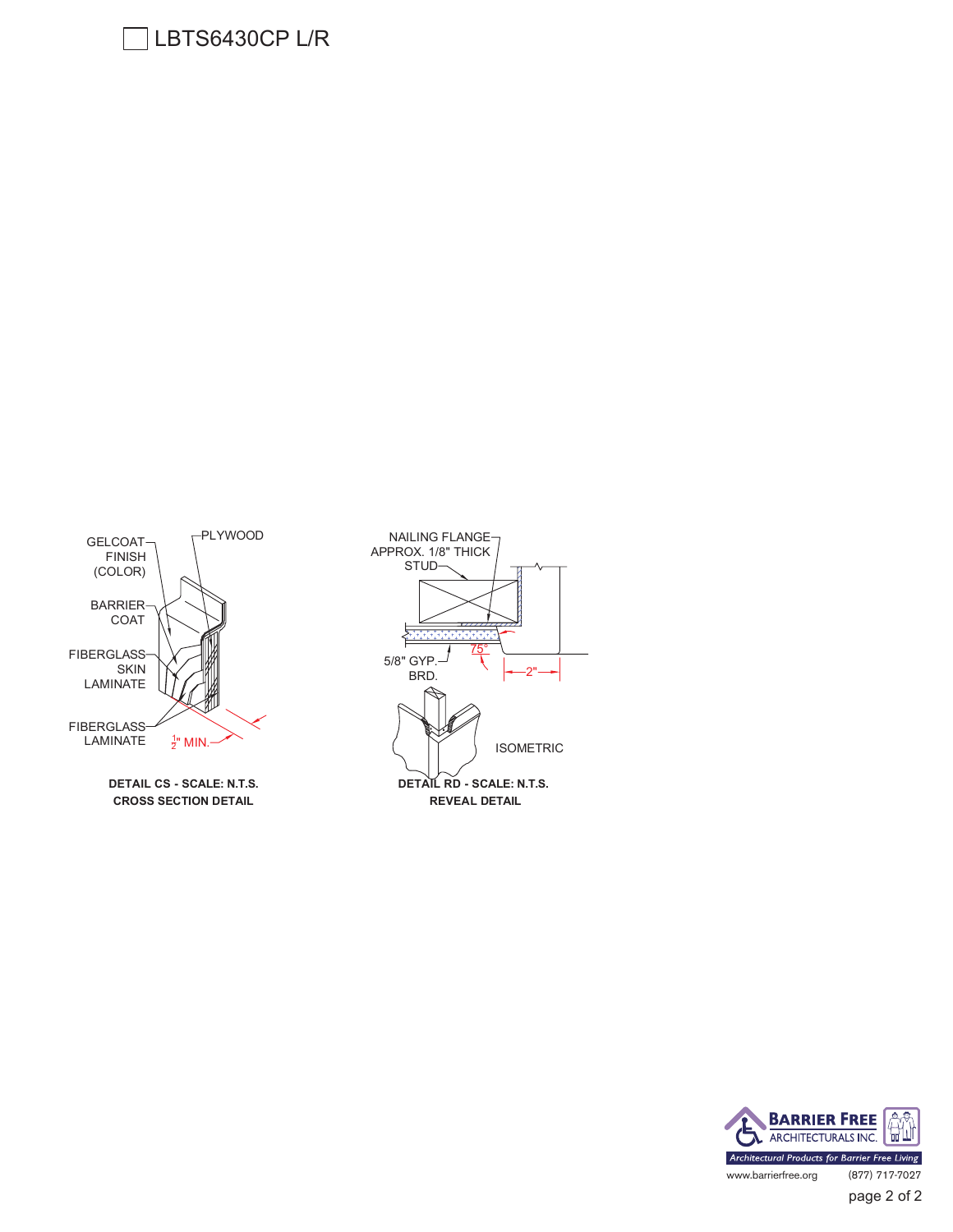☐ LBTS6430CP L/R

GELCOAT FINISH (COLOR)

PLYWOOD

BARRIER COAT

FIBERGLASS SKIN LAMINATE

FIBERGLASS LAMINATE

½" MIN.

**DETAIL CS - SCALE: N.T.S.**
**CROSS SECTION DETAIL**

NAILING FLANGE APPROX. 1/8" THICK

STUD

5/8" GYP. BRD.

75°

2"

ISOMETRIC

**DETAIL RD - SCALE: N.T.S.**
**REVEAL DETAIL**

BARRIER FREE ARCHITECTURALS INC.
*Architectural Products for Barrier Free Living*
www.barrierfree.org (877) 717-7027